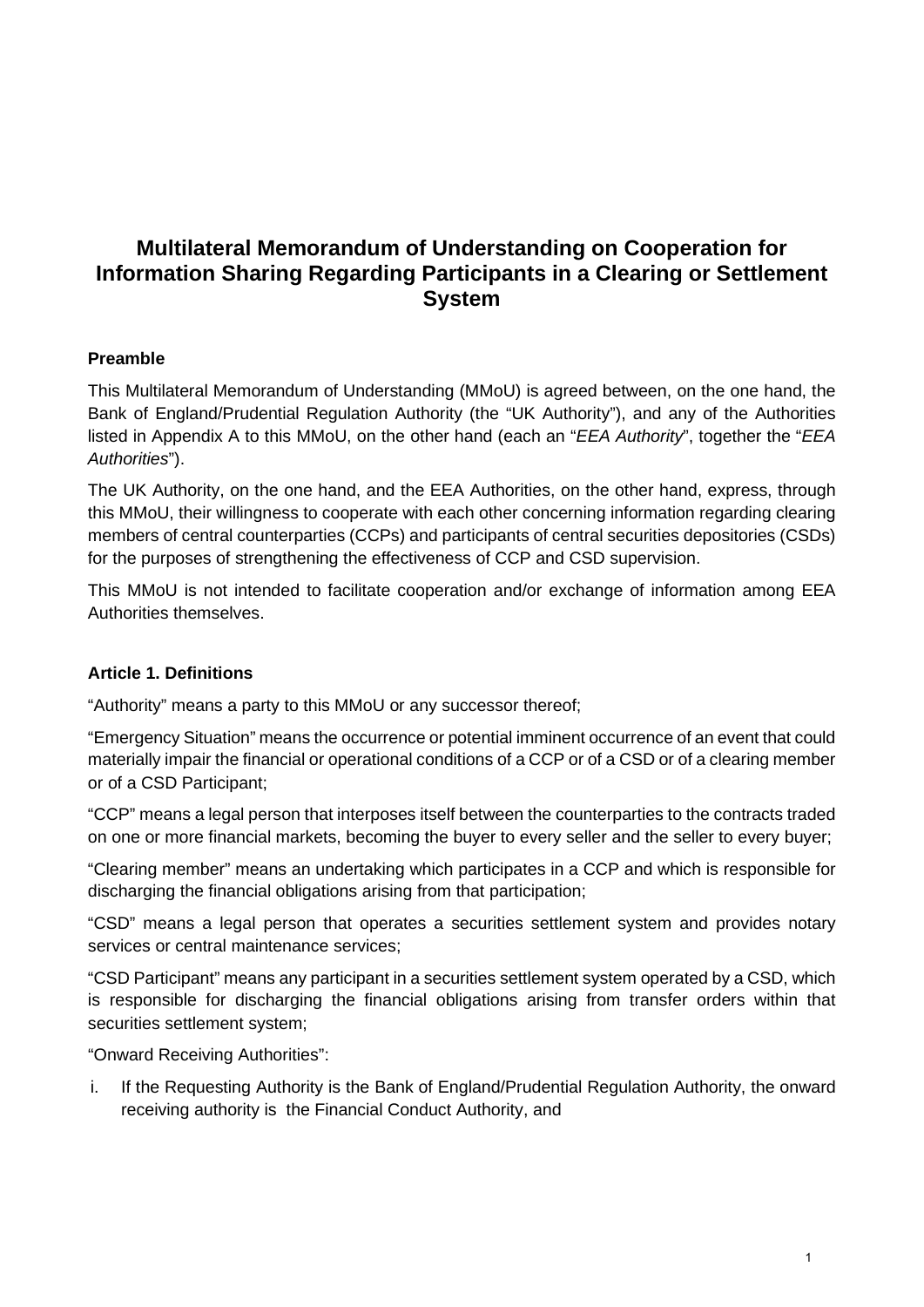# Multilateral Memorandum of Understanding on Cooperation for Information Sharing Regarding Participants in a Clearing or Settlement System

**Preamble**

This Multilateral Memorandum of Understanding (MMoU) is agreed between, on the one hand, the Bank of England/Prudential Regulation Authority (the "UK Authority"), and any of the Authorities listed in Appendix A to this MMoU, on the other hand (each an "*EEA Authority*", together the "*EEA Authorities*").

The UK Authority, on the one hand, and the EEA Authorities, on the other hand, express, through this MMoU, their willingness to cooperate with each other concerning information regarding clearing members of central counterparties (CCPs) and participants of central securities depositories (CSDs) for the purposes of strengthening the effectiveness of CCP and CSD supervision.

This MMoU is not intended to facilitate cooperation and/or exchange of information among EEA Authorities themselves.

**Article 1. Definitions**

"Authority" means a party to this MMoU or any successor thereof;

"Emergency Situation" means the occurrence or potential imminent occurrence of an event that could materially impair the financial or operational conditions of a CCP or of a CSD or of a clearing member or of a CSD Participant;

"CCP" means a legal person that interposes itself between the counterparties to the contracts traded on one or more financial markets, becoming the buyer to every seller and the seller to every buyer;

"Clearing member" means an undertaking which participates in a CCP and which is responsible for discharging the financial obligations arising from that participation;

"CSD" means a legal person that operates a securities settlement system and provides notary services or central maintenance services;

"CSD Participant" means any participant in a securities settlement system operated by a CSD, which is responsible for discharging the financial obligations arising from transfer orders within that securities settlement system;

"Onward Receiving Authorities":

i. If the Requesting Authority is the Bank of England/Prudential Regulation Authority, the onward receiving authority is the Financial Conduct Authority, and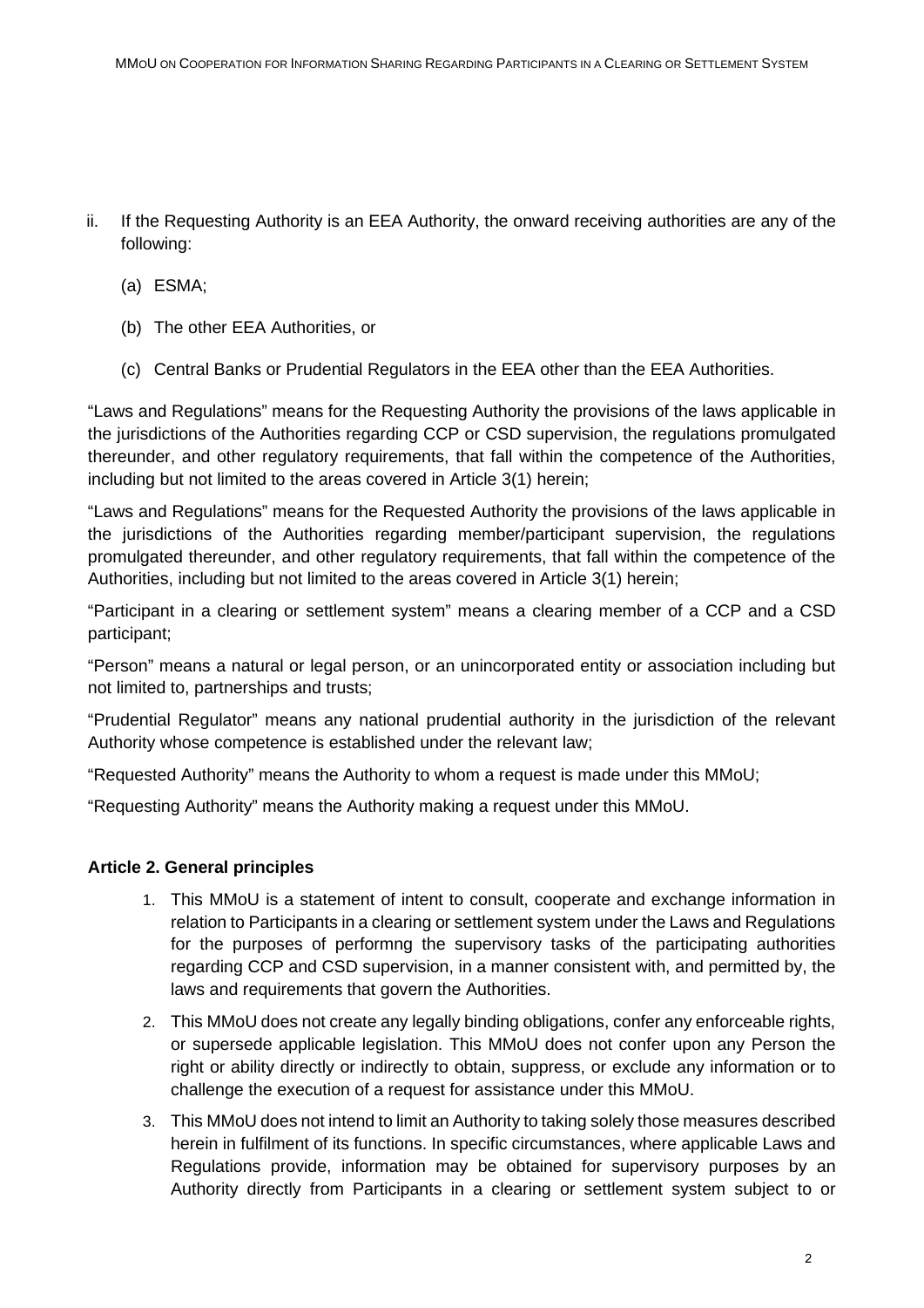ii. If the Requesting Authority is an EEA Authority, the onward receiving authorities are any of the following:

   (a) ESMA;

   (b) The other EEA Authorities, or

   (c) Central Banks or Prudential Regulators in the EEA other than the EEA Authorities.

“Laws and Regulations” means for the Requesting Authority the provisions of the laws applicable in the jurisdictions of the Authorities regarding CCP or CSD supervision, the regulations promulgated thereunder, and other regulatory requirements, that fall within the competence of the Authorities, including but not limited to the areas covered in Article 3(1) herein;

“Laws and Regulations” means for the Requested Authority the provisions of the laws applicable in the jurisdictions of the Authorities regarding member/participant supervision, the regulations promulgated thereunder, and other regulatory requirements, that fall within the competence of the Authorities, including but not limited to the areas covered in Article 3(1) herein;

“Participant in a clearing or settlement system” means a clearing member of a CCP and a CSD participant;

“Person” means a natural or legal person, or an unincorporated entity or association including but not limited to, partnerships and trusts;

“Prudential Regulator” means any national prudential authority in the jurisdiction of the relevant Authority whose competence is established under the relevant law;

“Requested Authority” means the Authority to whom a request is made under this MMoU;

“Requesting Authority” means the Authority making a request under this MMoU.

**Article 2. General principles**

1. This MMoU is a statement of intent to consult, cooperate and exchange information in relation to Participants in a clearing or settlement system under the Laws and Regulations for the purposes of performng the supervisory tasks of the participating authorities regarding CCP and CSD supervision, in a manner consistent with, and permitted by, the laws and requirements that govern the Authorities.
2. This MMoU does not create any legally binding obligations, confer any enforceable rights, or supersede applicable legislation. This MMoU does not confer upon any Person the right or ability directly or indirectly to obtain, suppress, or exclude any information or to challenge the execution of a request for assistance under this MMoU.
3. This MMoU does not intend to limit an Authority to taking solely those measures described herein in fulfilment of its functions. In specific circumstances, where applicable Laws and Regulations provide, information may be obtained for supervisory purposes by an Authority directly from Participants in a clearing or settlement system subject to or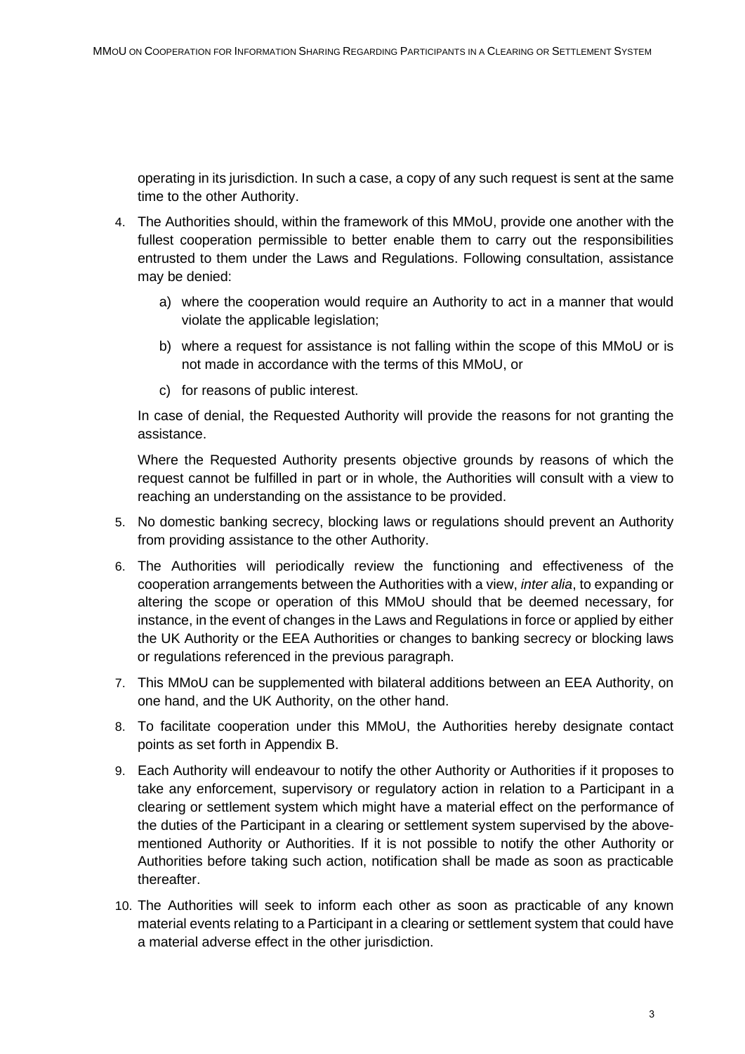operating in its jurisdiction. In such a case, a copy of any such request is sent at the same time to the other Authority.

4. The Authorities should, within the framework of this MMoU, provide one another with the fullest cooperation permissible to better enable them to carry out the responsibilities entrusted to them under the Laws and Regulations. Following consultation, assistance may be denied:

   a) where the cooperation would require an Authority to act in a manner that would violate the applicable legislation;

   b) where a request for assistance is not falling within the scope of this MMoU or is not made in accordance with the terms of this MMoU, or

   c) for reasons of public interest.

   In case of denial, the Requested Authority will provide the reasons for not granting the assistance.

   Where the Requested Authority presents objective grounds by reasons of which the request cannot be fulfilled in part or in whole, the Authorities will consult with a view to reaching an understanding on the assistance to be provided.

5. No domestic banking secrecy, blocking laws or regulations should prevent an Authority from providing assistance to the other Authority.

6. The Authorities will periodically review the functioning and effectiveness of the cooperation arrangements between the Authorities with a view, *inter alia*, to expanding or altering the scope or operation of this MMoU should that be deemed necessary, for instance, in the event of changes in the Laws and Regulations in force or applied by either the UK Authority or the EEA Authorities or changes to banking secrecy or blocking laws or regulations referenced in the previous paragraph.

7. This MMoU can be supplemented with bilateral additions between an EEA Authority, on one hand, and the UK Authority, on the other hand.

8. To facilitate cooperation under this MMoU, the Authorities hereby designate contact points as set forth in Appendix B.

9. Each Authority will endeavour to notify the other Authority or Authorities if it proposes to take any enforcement, supervisory or regulatory action in relation to a Participant in a clearing or settlement system which might have a material effect on the performance of the duties of the Participant in a clearing or settlement system supervised by the above-mentioned Authority or Authorities. If it is not possible to notify the other Authority or Authorities before taking such action, notification shall be made as soon as practicable thereafter.

10. The Authorities will seek to inform each other as soon as practicable of any known material events relating to a Participant in a clearing or settlement system that could have a material adverse effect in the other jurisdiction.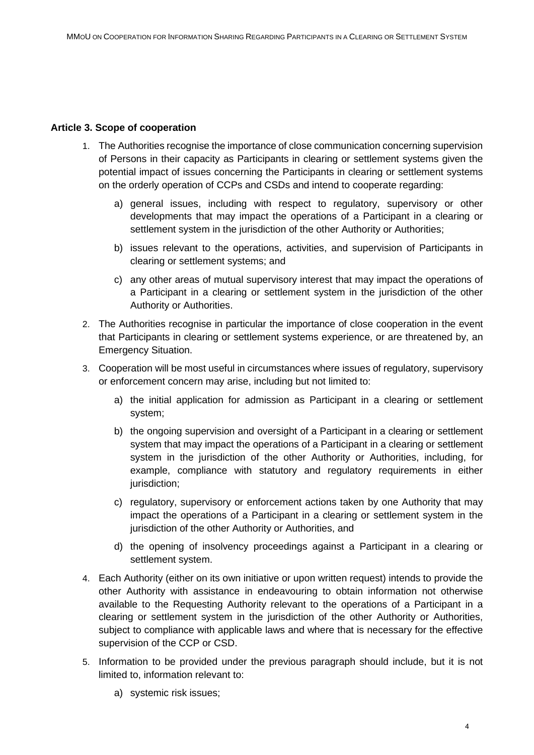**Article 3. Scope of cooperation**

1. The Authorities recognise the importance of close communication concerning supervision of Persons in their capacity as Participants in clearing or settlement systems given the potential impact of issues concerning the Participants in clearing or settlement systems on the orderly operation of CCPs and CSDs and intend to cooperate regarding:

    a) general issues, including with respect to regulatory, supervisory or other developments that may impact the operations of a Participant in a clearing or settlement system in the jurisdiction of the other Authority or Authorities;

    b) issues relevant to the operations, activities, and supervision of Participants in clearing or settlement systems; and

    c) any other areas of mutual supervisory interest that may impact the operations of a Participant in a clearing or settlement system in the jurisdiction of the other Authority or Authorities.

2. The Authorities recognise in particular the importance of close cooperation in the event that Participants in clearing or settlement systems experience, or are threatened by, an Emergency Situation.

3. Cooperation will be most useful in circumstances where issues of regulatory, supervisory or enforcement concern may arise, including but not limited to:

    a) the initial application for admission as Participant in a clearing or settlement system;

    b) the ongoing supervision and oversight of a Participant in a clearing or settlement system that may impact the operations of a Participant in a clearing or settlement system in the jurisdiction of the other Authority or Authorities, including, for example, compliance with statutory and regulatory requirements in either jurisdiction;

    c) regulatory, supervisory or enforcement actions taken by one Authority that may impact the operations of a Participant in a clearing or settlement system in the jurisdiction of the other Authority or Authorities, and

    d) the opening of insolvency proceedings against a Participant in a clearing or settlement system.

4. Each Authority (either on its own initiative or upon written request) intends to provide the other Authority with assistance in endeavouring to obtain information not otherwise available to the Requesting Authority relevant to the operations of a Participant in a clearing or settlement system in the jurisdiction of the other Authority or Authorities, subject to compliance with applicable laws and where that is necessary for the effective supervision of the CCP or CSD.

5. Information to be provided under the previous paragraph should include, but it is not limited to, information relevant to:

    a) systemic risk issues;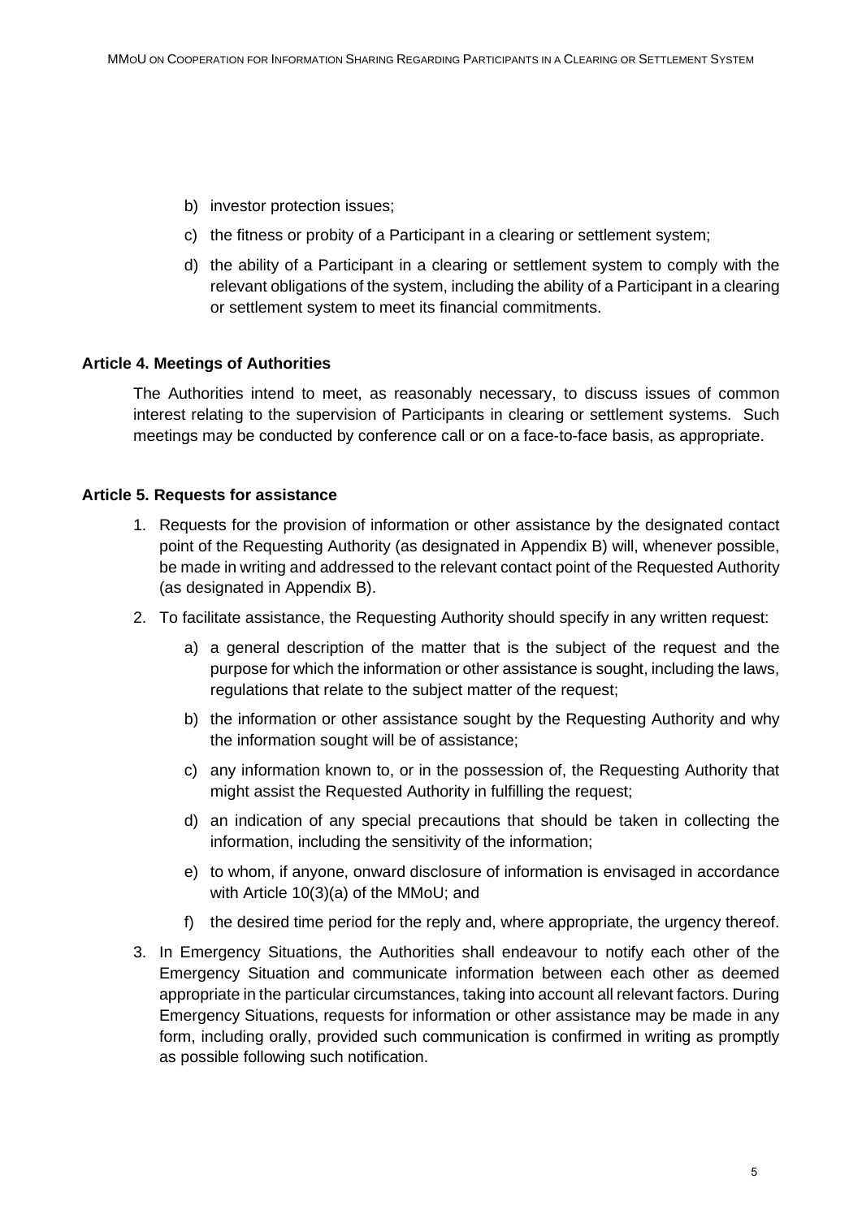b) investor protection issues;

c) the fitness or probity of a Participant in a clearing or settlement system;

d) the ability of a Participant in a clearing or settlement system to comply with the relevant obligations of the system, including the ability of a Participant in a clearing or settlement system to meet its financial commitments.

**Article 4. Meetings of Authorities**

The Authorities intend to meet, as reasonably necessary, to discuss issues of common interest relating to the supervision of Participants in clearing or settlement systems. Such meetings may be conducted by conference call or on a face-to-face basis, as appropriate.

**Article 5. Requests for assistance**

1. Requests for the provision of information or other assistance by the designated contact point of the Requesting Authority (as designated in Appendix B) will, whenever possible, be made in writing and addressed to the relevant contact point of the Requested Authority (as designated in Appendix B).

2. To facilitate assistance, the Requesting Authority should specify in any written request:

    a) a general description of the matter that is the subject of the request and the purpose for which the information or other assistance is sought, including the laws, regulations that relate to the subject matter of the request;

    b) the information or other assistance sought by the Requesting Authority and why the information sought will be of assistance;

    c) any information known to, or in the possession of, the Requesting Authority that might assist the Requested Authority in fulfilling the request;

    d) an indication of any special precautions that should be taken in collecting the information, including the sensitivity of the information;

    e) to whom, if anyone, onward disclosure of information is envisaged in accordance with Article 10(3)(a) of the MMoU; and

    f) the desired time period for the reply and, where appropriate, the urgency thereof.

3. In Emergency Situations, the Authorities shall endeavour to notify each other of the Emergency Situation and communicate information between each other as deemed appropriate in the particular circumstances, taking into account all relevant factors. During Emergency Situations, requests for information or other assistance may be made in any form, including orally, provided such communication is confirmed in writing as promptly as possible following such notification.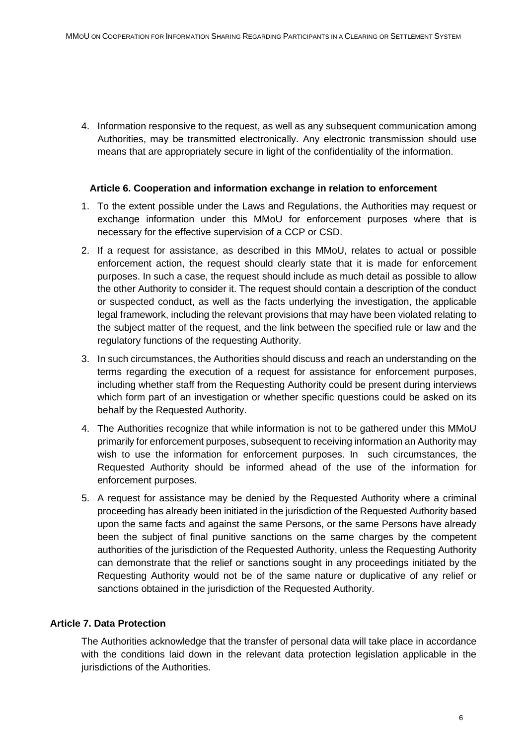4. Information responsive to the request, as well as any subsequent communication among Authorities, may be transmitted electronically. Any electronic transmission should use means that are appropriately secure in light of the confidentiality of the information.

### Article 6. Cooperation and information exchange in relation to enforcement

1. To the extent possible under the Laws and Regulations, the Authorities may request or exchange information under this MMoU for enforcement purposes where that is necessary for the effective supervision of a CCP or CSD.
2. If a request for assistance, as described in this MMoU, relates to actual or possible enforcement action, the request should clearly state that it is made for enforcement purposes. In such a case, the request should include as much detail as possible to allow the other Authority to consider it. The request should contain a description of the conduct or suspected conduct, as well as the facts underlying the investigation, the applicable legal framework, including the relevant provisions that may have been violated relating to the subject matter of the request, and the link between the specified rule or law and the regulatory functions of the requesting Authority.
3. In such circumstances, the Authorities should discuss and reach an understanding on the terms regarding the execution of a request for assistance for enforcement purposes, including whether staff from the Requesting Authority could be present during interviews which form part of an investigation or whether specific questions could be asked on its behalf by the Requested Authority.
4. The Authorities recognize that while information is not to be gathered under this MMoU primarily for enforcement purposes, subsequent to receiving information an Authority may wish to use the information for enforcement purposes. In such circumstances, the Requested Authority should be informed ahead of the use of the information for enforcement purposes.
5. A request for assistance may be denied by the Requested Authority where a criminal proceeding has already been initiated in the jurisdiction of the Requested Authority based upon the same facts and against the same Persons, or the same Persons have already been the subject of final punitive sanctions on the same charges by the competent authorities of the jurisdiction of the Requested Authority, unless the Requesting Authority can demonstrate that the relief or sanctions sought in any proceedings initiated by the Requesting Authority would not be of the same nature or duplicative of any relief or sanctions obtained in the jurisdiction of the Requested Authority.

### Article 7. Data Protection

The Authorities acknowledge that the transfer of personal data will take place in accordance with the conditions laid down in the relevant data protection legislation applicable in the jurisdictions of the Authorities.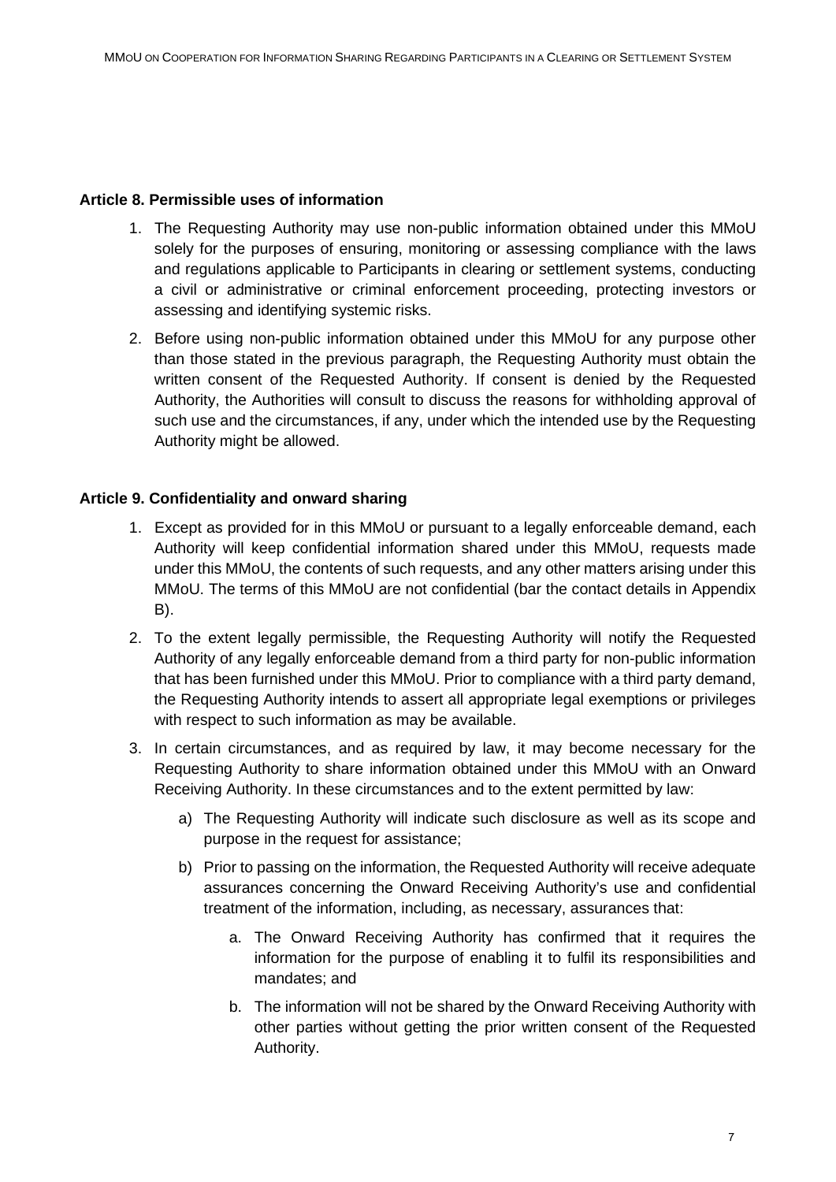**Article 8. Permissible uses of information**

1. The Requesting Authority may use non-public information obtained under this MMoU solely for the purposes of ensuring, monitoring or assessing compliance with the laws and regulations applicable to Participants in clearing or settlement systems, conducting a civil or administrative or criminal enforcement proceeding, protecting investors or assessing and identifying systemic risks.
2. Before using non-public information obtained under this MMoU for any purpose other than those stated in the previous paragraph, the Requesting Authority must obtain the written consent of the Requested Authority. If consent is denied by the Requested Authority, the Authorities will consult to discuss the reasons for withholding approval of such use and the circumstances, if any, under which the intended use by the Requesting Authority might be allowed.

**Article 9. Confidentiality and onward sharing**

1. Except as provided for in this MMoU or pursuant to a legally enforceable demand, each Authority will keep confidential information shared under this MMoU, requests made under this MMoU, the contents of such requests, and any other matters arising under this MMoU. The terms of this MMoU are not confidential (bar the contact details in Appendix B).
2. To the extent legally permissible, the Requesting Authority will notify the Requested Authority of any legally enforceable demand from a third party for non-public information that has been furnished under this MMoU. Prior to compliance with a third party demand, the Requesting Authority intends to assert all appropriate legal exemptions or privileges with respect to such information as may be available.
3. In certain circumstances, and as required by law, it may become necessary for the Requesting Authority to share information obtained under this MMoU with an Onward Receiving Authority. In these circumstances and to the extent permitted by law:
    a) The Requesting Authority will indicate such disclosure as well as its scope and purpose in the request for assistance;
    b) Prior to passing on the information, the Requested Authority will receive adequate assurances concerning the Onward Receiving Authority's use and confidential treatment of the information, including, as necessary, assurances that:
        a. The Onward Receiving Authority has confirmed that it requires the information for the purpose of enabling it to fulfil its responsibilities and mandates; and
        b. The information will not be shared by the Onward Receiving Authority with other parties without getting the prior written consent of the Requested Authority.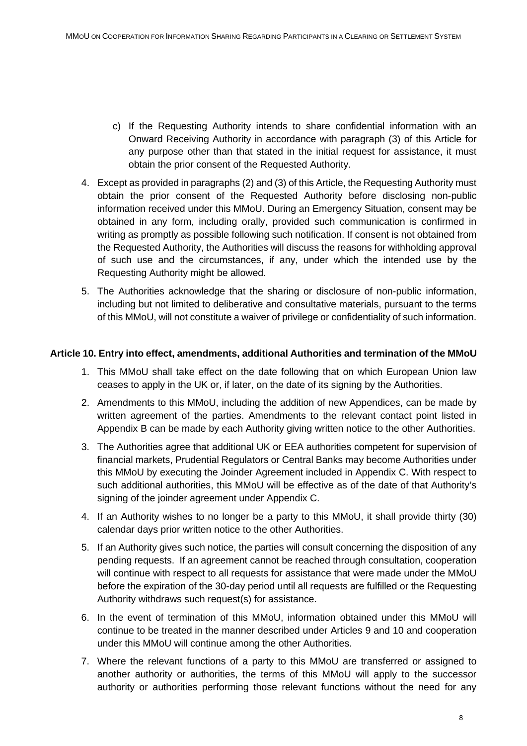c) If the Requesting Authority intends to share confidential information with an Onward Receiving Authority in accordance with paragraph (3) of this Article for any purpose other than that stated in the initial request for assistance, it must obtain the prior consent of the Requested Authority.

4. Except as provided in paragraphs (2) and (3) of this Article, the Requesting Authority must obtain the prior consent of the Requested Authority before disclosing non-public information received under this MMoU. During an Emergency Situation, consent may be obtained in any form, including orally, provided such communication is confirmed in writing as promptly as possible following such notification. If consent is not obtained from the Requested Authority, the Authorities will discuss the reasons for withholding approval of such use and the circumstances, if any, under which the intended use by the Requesting Authority might be allowed.

5. The Authorities acknowledge that the sharing or disclosure of non-public information, including but not limited to deliberative and consultative materials, pursuant to the terms of this MMoU, will not constitute a waiver of privilege or confidentiality of such information.

**Article 10. Entry into effect, amendments, additional Authorities and termination of the MMoU**

1. This MMoU shall take effect on the date following that on which European Union law ceases to apply in the UK or, if later, on the date of its signing by the Authorities.

2. Amendments to this MMoU, including the addition of new Appendices, can be made by written agreement of the parties. Amendments to the relevant contact point listed in Appendix B can be made by each Authority giving written notice to the other Authorities.

3. The Authorities agree that additional UK or EEA authorities competent for supervision of financial markets, Prudential Regulators or Central Banks may become Authorities under this MMoU by executing the Joinder Agreement included in Appendix C. With respect to such additional authorities, this MMoU will be effective as of the date of that Authority's signing of the joinder agreement under Appendix C.

4. If an Authority wishes to no longer be a party to this MMoU, it shall provide thirty (30) calendar days prior written notice to the other Authorities.

5. If an Authority gives such notice, the parties will consult concerning the disposition of any pending requests. If an agreement cannot be reached through consultation, cooperation will continue with respect to all requests for assistance that were made under the MMoU before the expiration of the 30-day period until all requests are fulfilled or the Requesting Authority withdraws such request(s) for assistance.

6. In the event of termination of this MMoU, information obtained under this MMoU will continue to be treated in the manner described under Articles 9 and 10 and cooperation under this MMoU will continue among the other Authorities.

7. Where the relevant functions of a party to this MMoU are transferred or assigned to another authority or authorities, the terms of this MMoU will apply to the successor authority or authorities performing those relevant functions without the need for any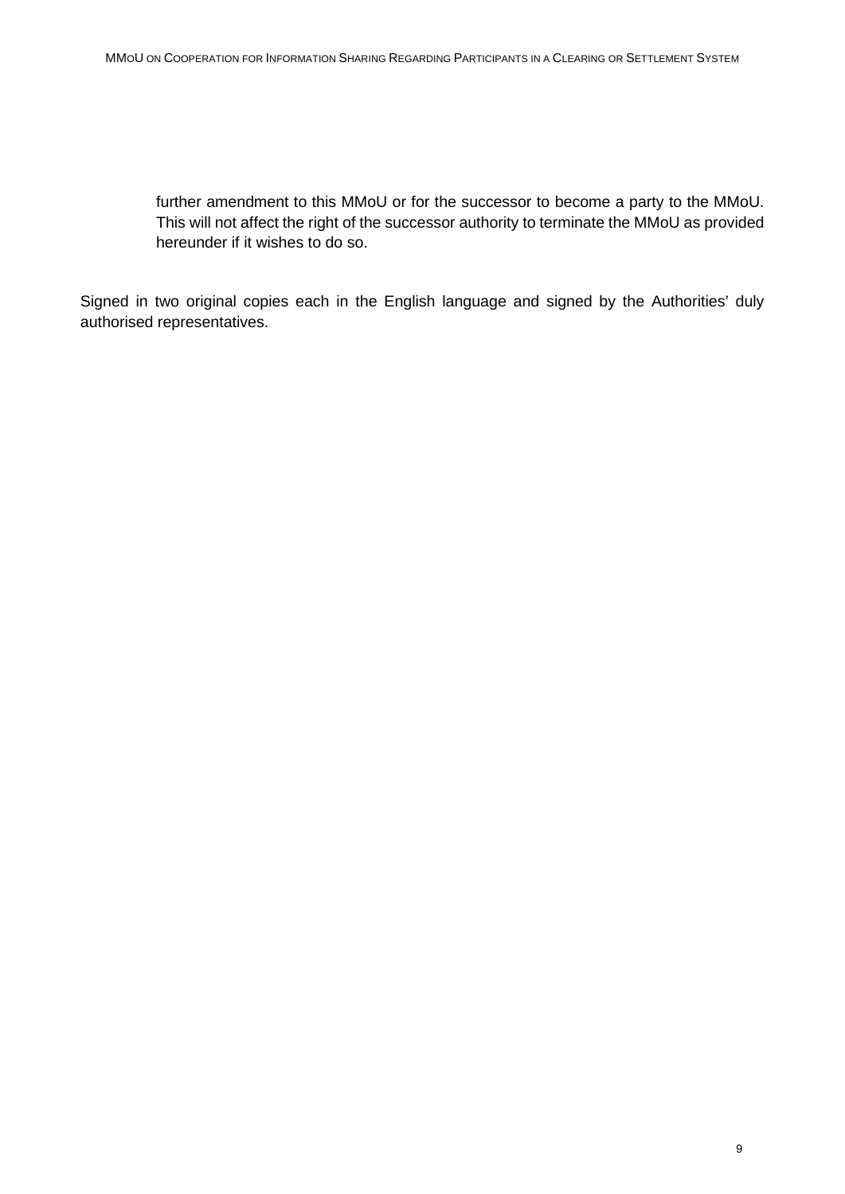further amendment to this MMoU or for the successor to become a party to the MMoU. This will not affect the right of the successor authority to terminate the MMoU as provided hereunder if it wishes to do so.

Signed in two original copies each in the English language and signed by the Authorities' duly authorised representatives.